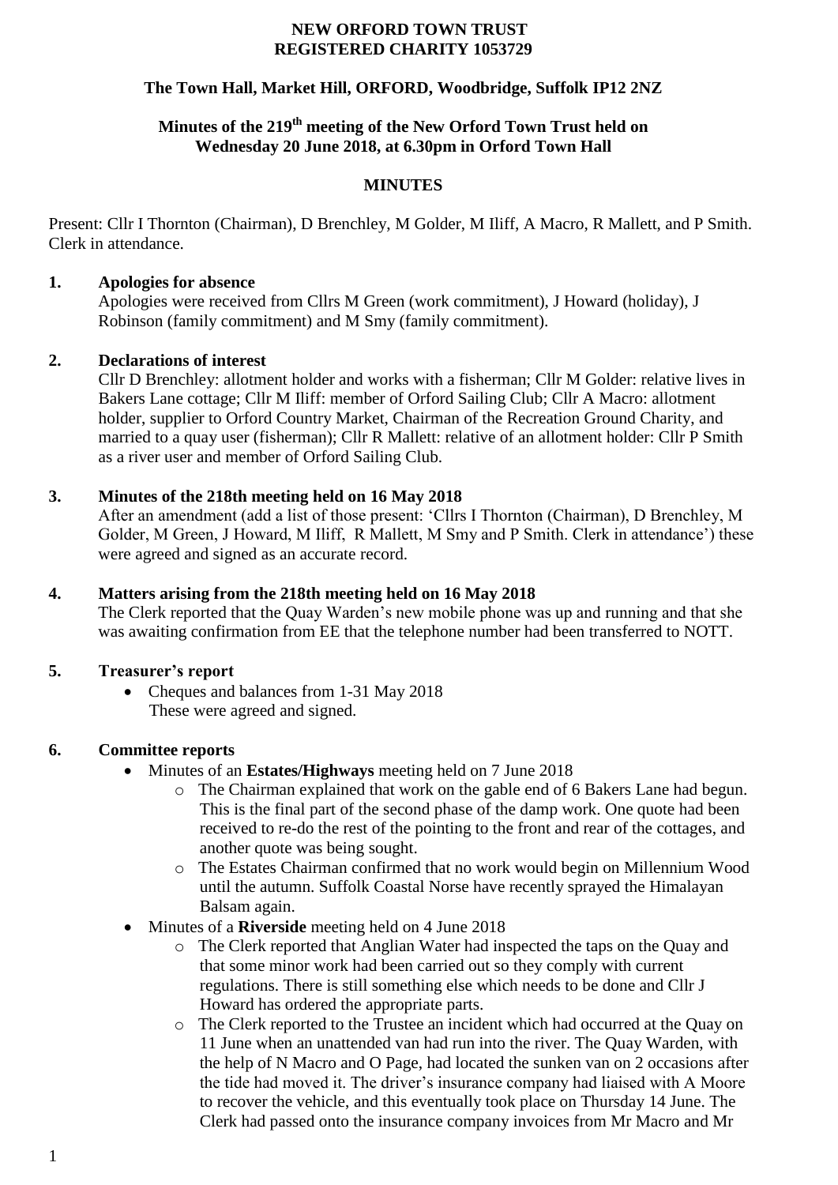**NEW ORFORD TOWN TRUST**
**REGISTERED CHARITY 1053729**

**The Town Hall, Market Hill, ORFORD, Woodbridge, Suffolk IP12 2NZ**

**Minutes of the 219th meeting of the New Orford Town Trust held on Wednesday 20 June 2018, at 6.30pm in Orford Town Hall**

**MINUTES**

Present: Cllr I Thornton (Chairman), D Brenchley, M Golder, M Iliff, A Macro, R Mallett, and P Smith. Clerk in attendance.

**1. Apologies for absence**

Apologies were received from Cllrs M Green (work commitment), J Howard (holiday), J Robinson (family commitment) and M Smy (family commitment).

**2. Declarations of interest**

Cllr D Brenchley: allotment holder and works with a fisherman; Cllr M Golder: relative lives in Bakers Lane cottage; Cllr M Iliff: member of Orford Sailing Club; Cllr A Macro: allotment holder, supplier to Orford Country Market, Chairman of the Recreation Ground Charity, and married to a quay user (fisherman); Cllr R Mallett: relative of an allotment holder: Cllr P Smith as a river user and member of Orford Sailing Club.

**3. Minutes of the 218th meeting held on 16 May 2018**

After an amendment (add a list of those present: 'Cllrs I Thornton (Chairman), D Brenchley, M Golder, M Green, J Howard, M Iliff, R Mallett, M Smy and P Smith. Clerk in attendance') these were agreed and signed as an accurate record.

**4. Matters arising from the 218th meeting held on 16 May 2018**

The Clerk reported that the Quay Warden's new mobile phone was up and running and that she was awaiting confirmation from EE that the telephone number had been transferred to NOTT.

**5. Treasurer's report**

- Cheques and balances from 1-31 May 2018
  These were agreed and signed.

**6. Committee reports**

- Minutes of an **Estates/Highways** meeting held on 7 June 2018
  - The Chairman explained that work on the gable end of 6 Bakers Lane had begun. This is the final part of the second phase of the damp work. One quote had been received to re-do the rest of the pointing to the front and rear of the cottages, and another quote was being sought.
  - The Estates Chairman confirmed that no work would begin on Millennium Wood until the autumn. Suffolk Coastal Norse have recently sprayed the Himalayan Balsam again.
- Minutes of a **Riverside** meeting held on 4 June 2018
  - The Clerk reported that Anglian Water had inspected the taps on the Quay and that some minor work had been carried out so they comply with current regulations. There is still something else which needs to be done and Cllr J Howard has ordered the appropriate parts.
  - The Clerk reported to the Trustee an incident which had occurred at the Quay on 11 June when an unattended van had run into the river. The Quay Warden, with the help of N Macro and O Page, had located the sunken van on 2 occasions after the tide had moved it. The driver's insurance company had liaised with A Moore to recover the vehicle, and this eventually took place on Thursday 14 June. The Clerk had passed onto the insurance company invoices from Mr Macro and Mr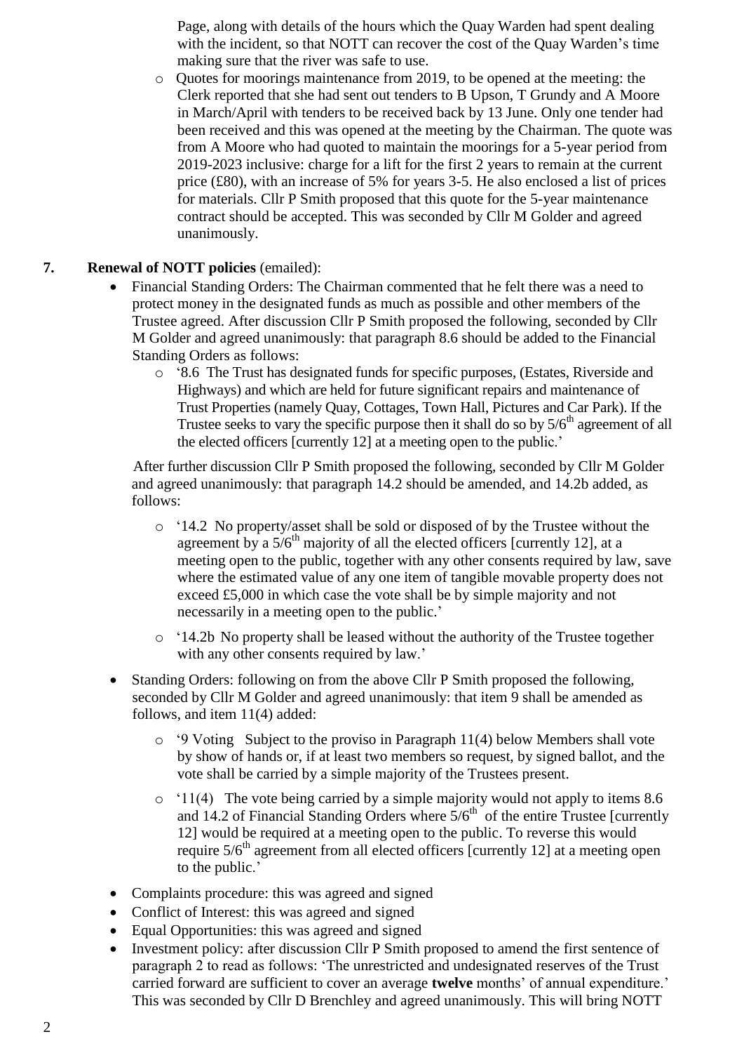Page, along with details of the hours which the Quay Warden had spent dealing with the incident, so that NOTT can recover the cost of the Quay Warden's time making sure that the river was safe to use.

  - Quotes for moorings maintenance from 2019, to be opened at the meeting: the Clerk reported that she had sent out tenders to B Upson, T Grundy and A Moore in March/April with tenders to be received back by 13 June. Only one tender had been received and this was opened at the meeting by the Chairman. The quote was from A Moore who had quoted to maintain the moorings for a 5-year period from 2019-2023 inclusive: charge for a lift for the first 2 years to remain at the current price (£80), with an increase of 5% for years 3-5. He also enclosed a list of prices for materials. Cllr P Smith proposed that this quote for the 5-year maintenance contract should be accepted. This was seconded by Cllr M Golder and agreed unanimously.

**7. Renewal of NOTT policies** (emailed):

- Financial Standing Orders: The Chairman commented that he felt there was a need to protect money in the designated funds as much as possible and other members of the Trustee agreed. After discussion Cllr P Smith proposed the following, seconded by Cllr M Golder and agreed unanimously: that paragraph 8.6 should be added to the Financial Standing Orders as follows:
  - '8.6 The Trust has designated funds for specific purposes, (Estates, Riverside and Highways) and which are held for future significant repairs and maintenance of Trust Properties (namely Quay, Cottages, Town Hall, Pictures and Car Park). If the Trustee seeks to vary the specific purpose then it shall do so by 5/6th agreement of all the elected officers [currently 12] at a meeting open to the public.'

  After further discussion Cllr P Smith proposed the following, seconded by Cllr M Golder and agreed unanimously: that paragraph 14.2 should be amended, and 14.2b added, as follows:

  - '14.2 No property/asset shall be sold or disposed of by the Trustee without the agreement by a 5/6th majority of all the elected officers [currently 12], at a meeting open to the public, together with any other consents required by law, save where the estimated value of any one item of tangible movable property does not exceed £5,000 in which case the vote shall be by simple majority and not necessarily in a meeting open to the public.'
  - '14.2b No property shall be leased without the authority of the Trustee together with any other consents required by law.'

- Standing Orders: following on from the above Cllr P Smith proposed the following, seconded by Cllr M Golder and agreed unanimously: that item 9 shall be amended as follows, and item 11(4) added:
  - '9 Voting Subject to the proviso in Paragraph 11(4) below Members shall vote by show of hands or, if at least two members so request, by signed ballot, and the vote shall be carried by a simple majority of the Trustees present.
  - '11(4) The vote being carried by a simple majority would not apply to items 8.6 and 14.2 of Financial Standing Orders where 5/6th of the entire Trustee [currently 12] would be required at a meeting open to the public. To reverse this would require 5/6th agreement from all elected officers [currently 12] at a meeting open to the public.'

- Complaints procedure: this was agreed and signed
- Conflict of Interest: this was agreed and signed
- Equal Opportunities: this was agreed and signed
- Investment policy: after discussion Cllr P Smith proposed to amend the first sentence of paragraph 2 to read as follows: 'The unrestricted and undesignated reserves of the Trust carried forward are sufficient to cover an average **twelve** months' of annual expenditure.' This was seconded by Cllr D Brenchley and agreed unanimously. This will bring NOTT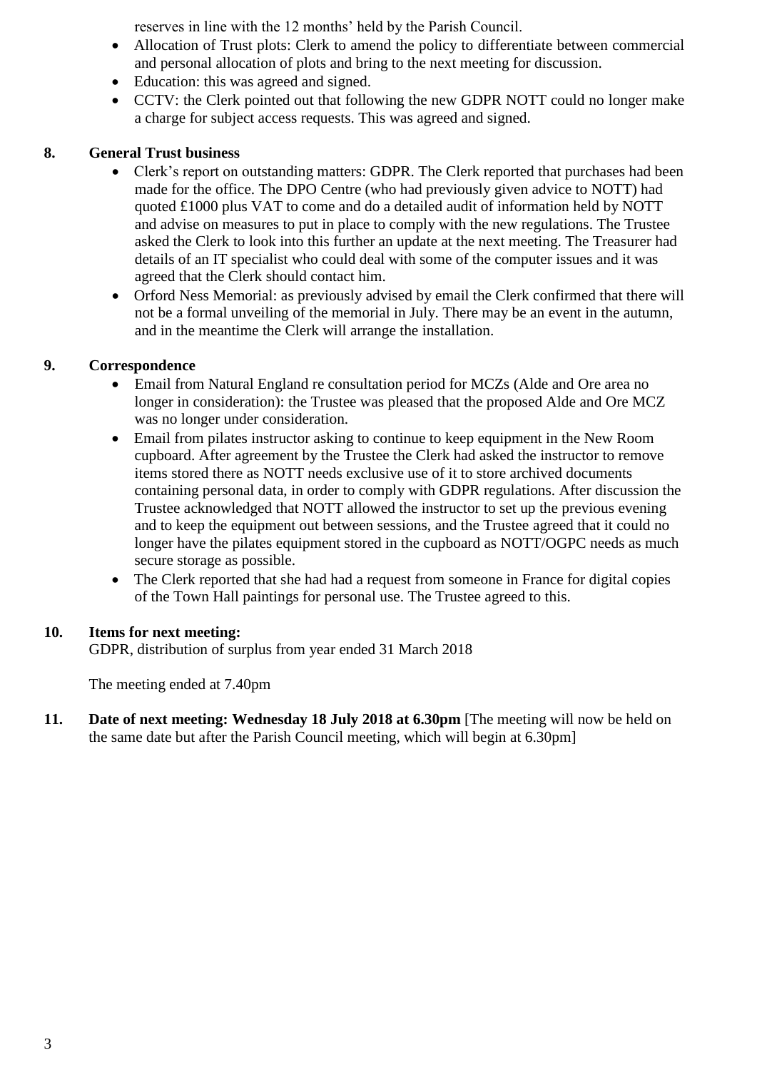reserves in line with the 12 months' held by the Parish Council.

- Allocation of Trust plots: Clerk to amend the policy to differentiate between commercial and personal allocation of plots and bring to the next meeting for discussion.
- Education: this was agreed and signed.
- CCTV: the Clerk pointed out that following the new GDPR NOTT could no longer make a charge for subject access requests. This was agreed and signed.

**8. General Trust business**

- Clerk's report on outstanding matters: GDPR. The Clerk reported that purchases had been made for the office. The DPO Centre (who had previously given advice to NOTT) had quoted £1000 plus VAT to come and do a detailed audit of information held by NOTT and advise on measures to put in place to comply with the new regulations. The Trustee asked the Clerk to look into this further an update at the next meeting. The Treasurer had details of an IT specialist who could deal with some of the computer issues and it was agreed that the Clerk should contact him.
- Orford Ness Memorial: as previously advised by email the Clerk confirmed that there will not be a formal unveiling of the memorial in July. There may be an event in the autumn, and in the meantime the Clerk will arrange the installation.

**9. Correspondence**

- Email from Natural England re consultation period for MCZs (Alde and Ore area no longer in consideration): the Trustee was pleased that the proposed Alde and Ore MCZ was no longer under consideration.
- Email from pilates instructor asking to continue to keep equipment in the New Room cupboard. After agreement by the Trustee the Clerk had asked the instructor to remove items stored there as NOTT needs exclusive use of it to store archived documents containing personal data, in order to comply with GDPR regulations. After discussion the Trustee acknowledged that NOTT allowed the instructor to set up the previous evening and to keep the equipment out between sessions, and the Trustee agreed that it could no longer have the pilates equipment stored in the cupboard as NOTT/OGPC needs as much secure storage as possible.
- The Clerk reported that she had had a request from someone in France for digital copies of the Town Hall paintings for personal use. The Trustee agreed to this.

**10. Items for next meeting:**

GDPR, distribution of surplus from year ended 31 March 2018

The meeting ended at 7.40pm

**11. Date of next meeting: Wednesday 18 July 2018 at 6.30pm** [The meeting will now be held on the same date but after the Parish Council meeting, which will begin at 6.30pm]